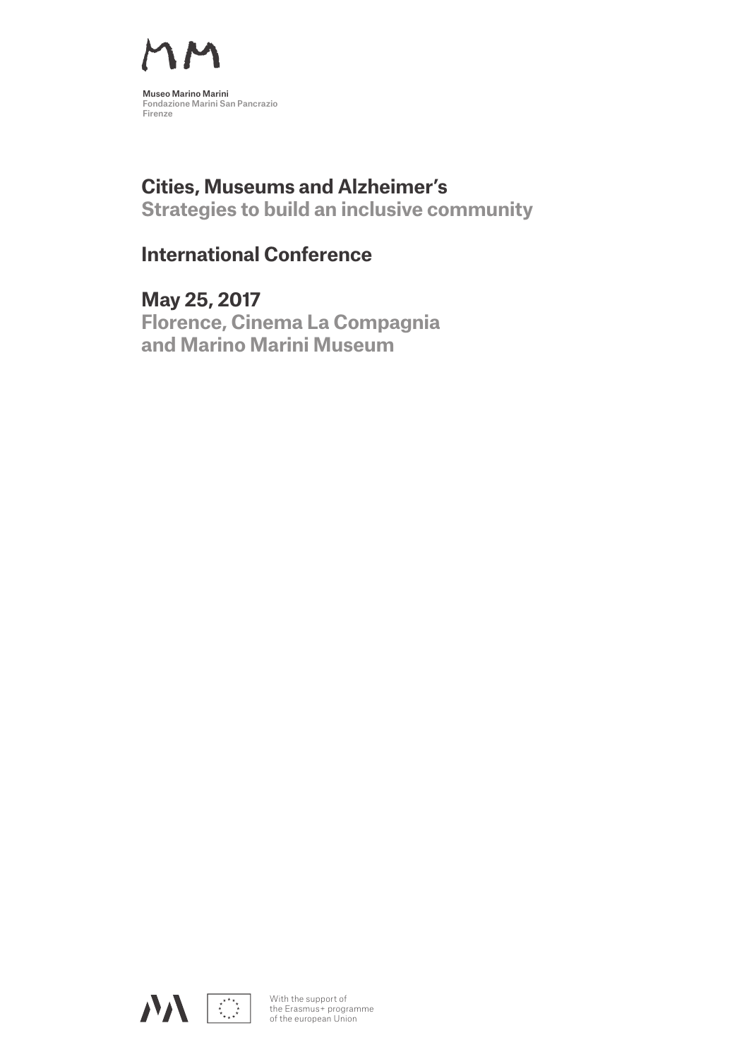Museo Marino Marini
Fondazione Marini San Pancrazio
Firenze

# Cities, Museums and Alzheimer's
## Strategies to build an inclusive community

## International Conference

## May 25, 2017
**Florence, Cinema La Compagnia
and Marino Marini Museum**

With the support of
the Erasmus+ programme
of the european Union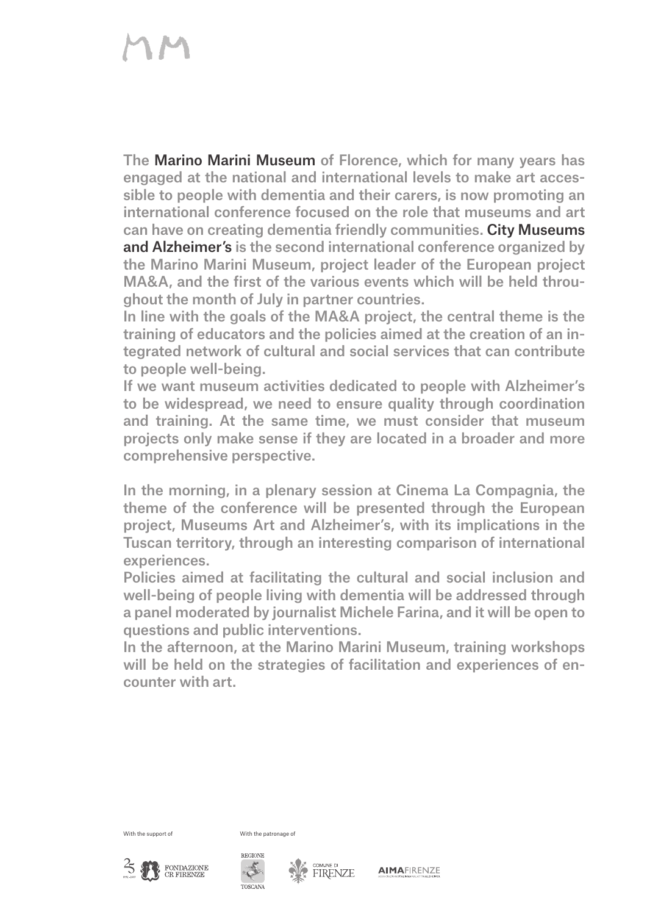The **Marino Marini Museum** of Florence, which for many years has engaged at the national and international levels to make art accessible to people with dementia and their carers, is now promoting an international conference focused on the role that museums and art can have on creating dementia friendly communities. **City Museums and Alzheimer's** is the second international conference organized by the Marino Marini Museum, project leader of the European project MA&A, and the first of the various events which will be held throughout the month of July in partner countries.

In line with the goals of the MA&A project, the central theme is the training of educators and the policies aimed at the creation of an integrated network of cultural and social services that can contribute to people well-being.

If we want museum activities dedicated to people with Alzheimer's to be widespread, we need to ensure quality through coordination and training. At the same time, we must consider that museum projects only make sense if they are located in a broader and more comprehensive perspective.

In the morning, in a plenary session at Cinema La Compagnia, the theme of the conference will be presented through the European project, Museums Art and Alzheimer's, with its implications in the Tuscan territory, through an interesting comparison of international experiences.

Policies aimed at facilitating the cultural and social inclusion and well-being of people living with dementia will be addressed through a panel moderated by journalist Michele Farina, and it will be open to questions and public interventions.

In the afternoon, at the Marino Marini Museum, training workshops will be held on the strategies of facilitation and experiences of encounter with art.

With the support of

With the patronage of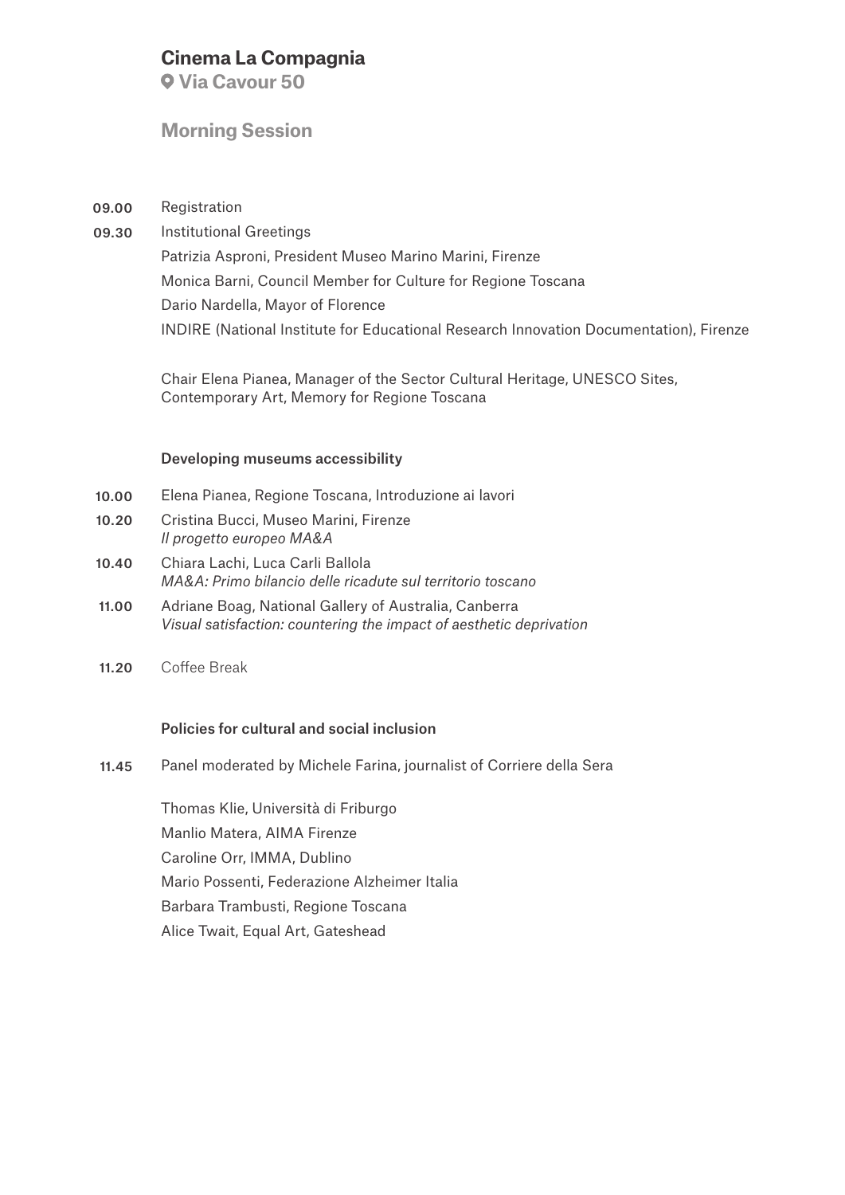## Cinema La Compagnia

**Via Cavour 50**

### Morning Session

**09.00** Registration

**09.30** Institutional Greetings

Patrizia Asproni, President Museo Marino Marini, Firenze

Monica Barni, Council Member for Culture for Regione Toscana

Dario Nardella, Mayor of Florence

INDIRE (National Institute for Educational Research Innovation Documentation), Firenze

Chair Elena Pianea, Manager of the Sector Cultural Heritage, UNESCO Sites, Contemporary Art, Memory for Regione Toscana

#### Developing museums accessibility

**10.00** Elena Pianea, Regione Toscana, Introduzione ai lavori

**10.20** Cristina Bucci, Museo Marini, Firenze
*Il progetto europeo MA&A*

**10.40** Chiara Lachi, Luca Carli Ballola
*MA&A: Primo bilancio delle ricadute sul territorio toscano*

**11.00** Adriane Boag, National Gallery of Australia, Canberra
*Visual satisfaction: countering the impact of aesthetic deprivation*

**11.20** Coffee Break

#### Policies for cultural and social inclusion

**11.45** Panel moderated by Michele Farina, journalist of Corriere della Sera

Thomas Klie, Università di Friburgo

Manlio Matera, AIMA Firenze

Caroline Orr, IMMA, Dublino

Mario Possenti, Federazione Alzheimer Italia

Barbara Trambusti, Regione Toscana

Alice Twait, Equal Art, Gateshead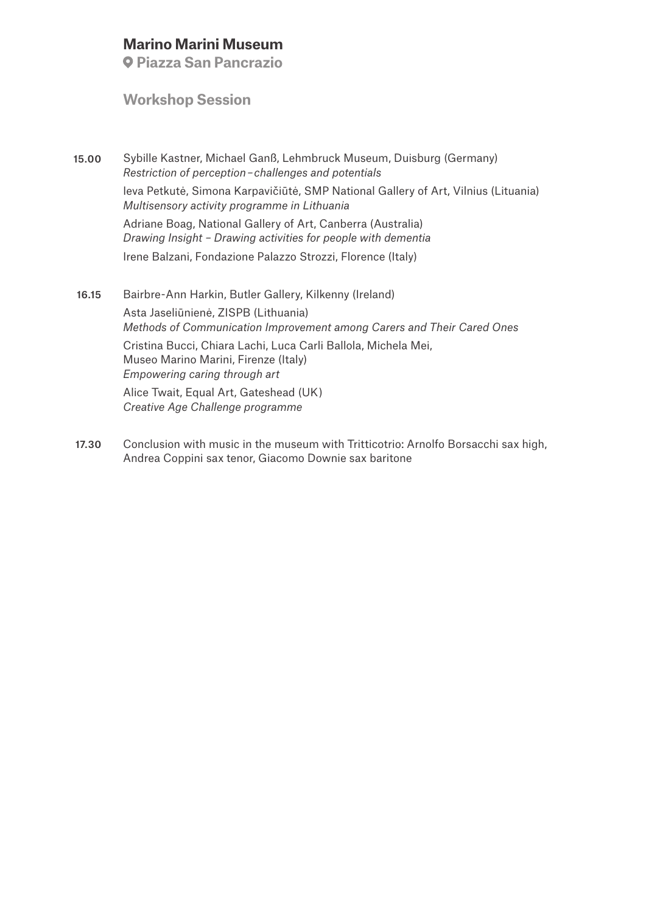## Marino Marini Museum

**Piazza San Pancrazio**

### Workshop Session

**15.00** Sybille Kastner, Michael Ganß, Lehmbruck Museum, Duisburg (Germany)
*Restriction of perception – challenges and potentials*

Ieva Petkutė, Simona Karpavičiūtė, SMP National Gallery of Art, Vilnius (Lituania)
*Multisensory activity programme in Lithuania*

Adriane Boag, National Gallery of Art, Canberra (Australia)
*Drawing Insight – Drawing activities for people with dementia*

Irene Balzani, Fondazione Palazzo Strozzi, Florence (Italy)

**16.15** Bairbre-Ann Harkin, Butler Gallery, Kilkenny (Ireland)

Asta Jaseliūnienė, ZISPB (Lithuania)
*Methods of Communication Improvement among Carers and Their Cared Ones*

Cristina Bucci, Chiara Lachi, Luca Carli Ballola, Michela Mei,
Museo Marino Marini, Firenze (Italy)
*Empowering caring through art*

Alice Twait, Equal Art, Gateshead (UK)
*Creative Age Challenge programme*

**17.30** Conclusion with music in the museum with Tritticotrio: Arnolfo Borsacchi sax high, Andrea Coppini sax tenor, Giacomo Downie sax baritone